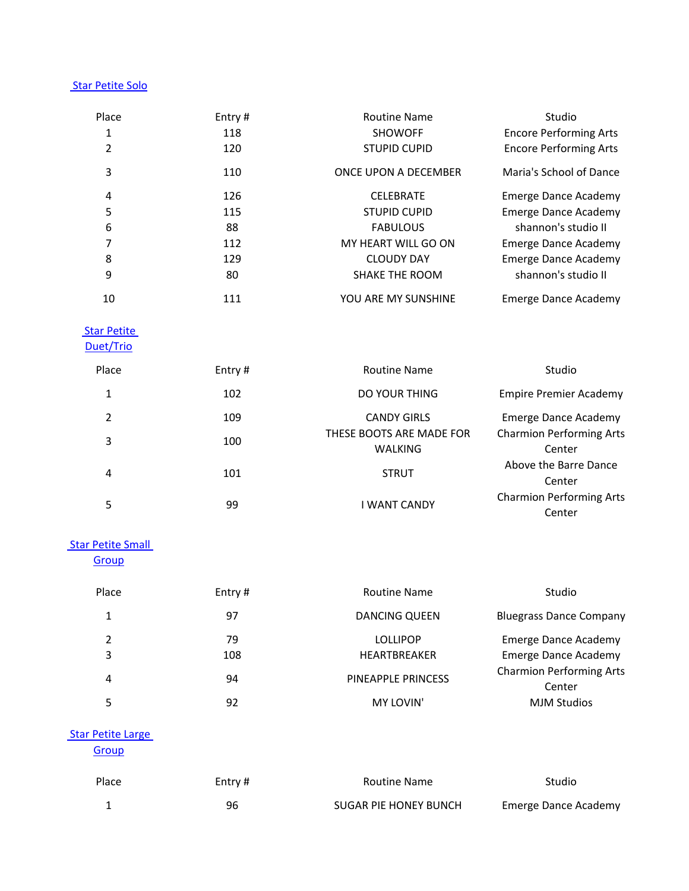## [Star Petite Solo]

| Place | Entry # | Routine Name | Studio |
|---|---|---|---|
| 1 | 118 | SHOWOFF | Encore Performing Arts |
| 2 | 120 | STUPID CUPID | Encore Performing Arts |
| 3 | 110 | ONCE UPON A DECEMBER | Maria's School of Dance |
| 4 | 126 | CELEBRATE | Emerge Dance Academy |
| 5 | 115 | STUPID CUPID | Emerge Dance Academy |
| 6 | 88 | FABULOUS | shannon's studio II |
| 7 | 112 | MY HEART WILL GO ON | Emerge Dance Academy |
| 8 | 129 | CLOUDY DAY | Emerge Dance Academy |
| 9 | 80 | SHAKE THE ROOM | shannon's studio II |
| 10 | 111 | YOU ARE MY SUNSHINE | Emerge Dance Academy |

## [Star Petite Duet/Trio]

| Place | Entry # | Routine Name | Studio |
|---|---|---|---|
| 1 | 102 | DO YOUR THING | Empire Premier Academy |
| 2 | 109 | CANDY GIRLS | Emerge Dance Academy |
| 3 | 100 | THESE BOOTS ARE MADE FOR WALKING | Charmion Performing Arts Center |
| 4 | 101 | STRUT | Above the Barre Dance Center |
| 5 | 99 | I WANT CANDY | Charmion Performing Arts Center |

## [Star Petite Small Group]

| Place | Entry # | Routine Name | Studio |
|---|---|---|---|
| 1 | 97 | DANCING QUEEN | Bluegrass Dance Company |
| 2 | 79 | LOLLIPOP | Emerge Dance Academy |
| 3 | 108 | HEARTBREAKER | Emerge Dance Academy |
| 4 | 94 | PINEAPPLE PRINCESS | Charmion Performing Arts Center |
| 5 | 92 | MY LOVIN' | MJM Studios |

## [Star Petite Large Group]

| Place | Entry # | Routine Name | Studio |
|---|---|---|---|
| 1 | 96 | SUGAR PIE HONEY BUNCH | Emerge Dance Academy |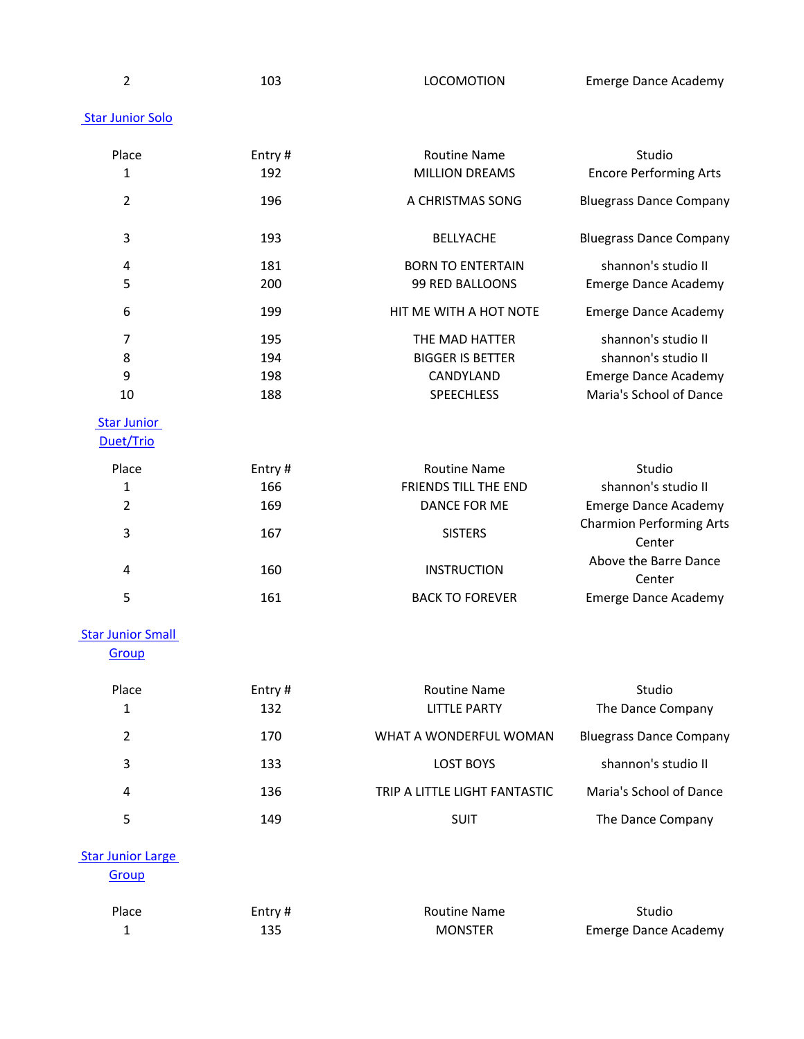| Place | Entry # | Routine Name | Studio |
|---|---|---|---|
| 2 | 103 | LOCOMOTION | Emerge Dance Academy |

## Star Junior Solo

| Place | Entry # | Routine Name | Studio |
|---|---|---|---|
| 1 | 192 | MILLION DREAMS | Encore Performing Arts |
| 2 | 196 | A CHRISTMAS SONG | Bluegrass Dance Company |
| 3 | 193 | BELLYACHE | Bluegrass Dance Company |
| 4 | 181 | BORN TO ENTERTAIN | shannon's studio II |
| 5 | 200 | 99 RED BALLOONS | Emerge Dance Academy |
| 6 | 199 | HIT ME WITH A HOT NOTE | Emerge Dance Academy |
| 7 | 195 | THE MAD HATTER | shannon's studio II |
| 8 | 194 | BIGGER IS BETTER | shannon's studio II |
| 9 | 198 | CANDYLAND | Emerge Dance Academy |
| 10 | 188 | SPEECHLESS | Maria's School of Dance |

## Star Junior Duet/Trio

| Place | Entry # | Routine Name | Studio |
|---|---|---|---|
| 1 | 166 | FRIENDS TILL THE END | shannon's studio II |
| 2 | 169 | DANCE FOR ME | Emerge Dance Academy |
| 3 | 167 | SISTERS | Charmion Performing Arts Center |
| 4 | 160 | INSTRUCTION | Above the Barre Dance Center |
| 5 | 161 | BACK TO FOREVER | Emerge Dance Academy |

## Star Junior Small Group

| Place | Entry # | Routine Name | Studio |
|---|---|---|---|
| 1 | 132 | LITTLE PARTY | The Dance Company |
| 2 | 170 | WHAT A WONDERFUL WOMAN | Bluegrass Dance Company |
| 3 | 133 | LOST BOYS | shannon's studio II |
| 4 | 136 | TRIP A LITTLE LIGHT FANTASTIC | Maria's School of Dance |
| 5 | 149 | SUIT | The Dance Company |

## Star Junior Large Group

| Place | Entry # | Routine Name | Studio |
|---|---|---|---|
| 1 | 135 | MONSTER | Emerge Dance Academy |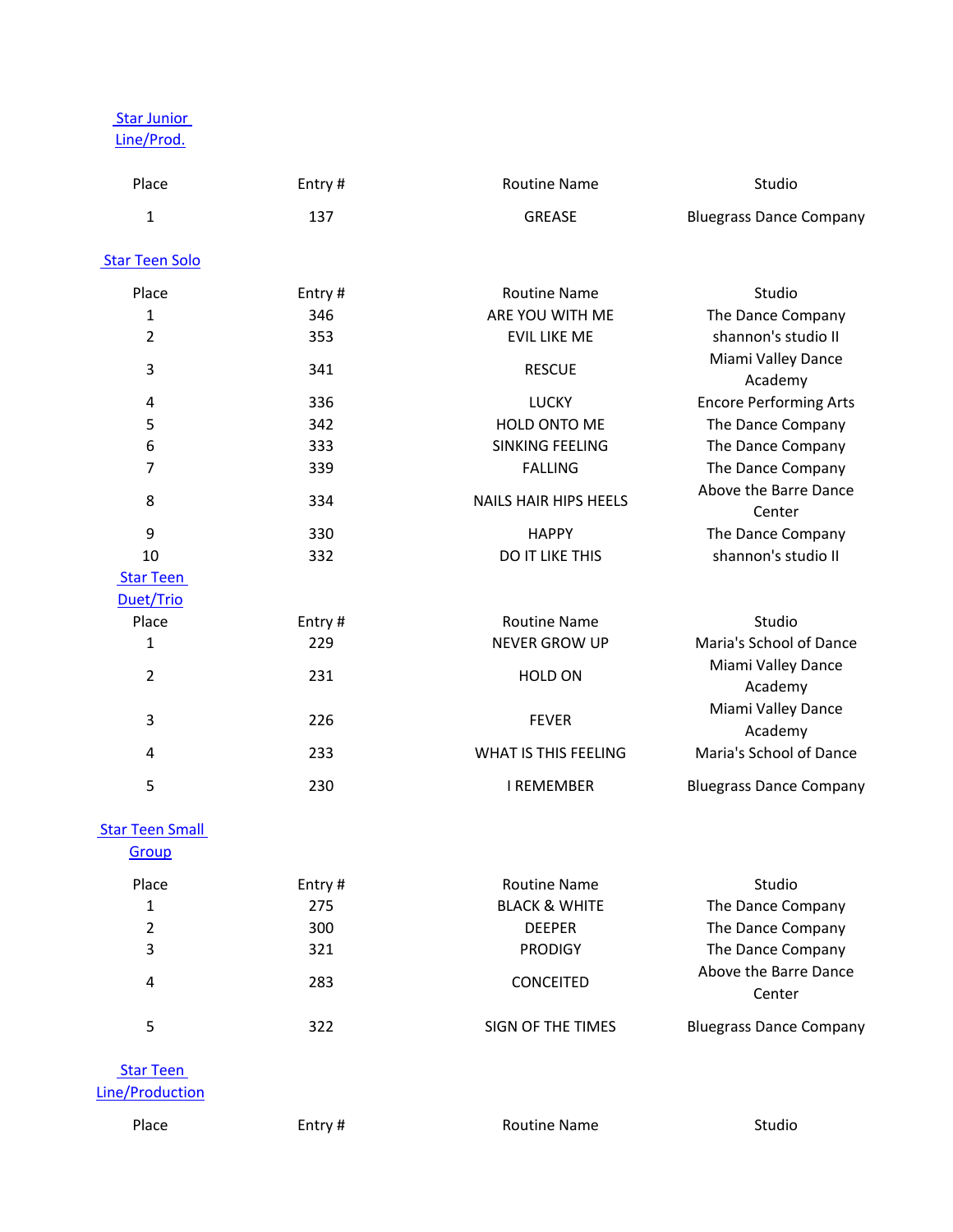## Star Junior Line/Prod.

| Place | Entry # | Routine Name | Studio |
| --- | --- | --- | --- |
| 1 | 137 | GREASE | Bluegrass Dance Company |

## Star Teen Solo

| Place | Entry # | Routine Name | Studio |
| --- | --- | --- | --- |
| 1 | 346 | ARE YOU WITH ME | The Dance Company |
| 2 | 353 | EVIL LIKE ME | shannon's studio II |
| 3 | 341 | RESCUE | Miami Valley Dance Academy |
| 4 | 336 | LUCKY | Encore Performing Arts |
| 5 | 342 | HOLD ONTO ME | The Dance Company |
| 6 | 333 | SINKING FEELING | The Dance Company |
| 7 | 339 | FALLING | The Dance Company |
| 8 | 334 | NAILS HAIR HIPS HEELS | Above the Barre Dance Center |
| 9 | 330 | HAPPY | The Dance Company |
| 10 | 332 | DO IT LIKE THIS | shannon's studio II |

## Star Teen Duet/Trio

| Place | Entry # | Routine Name | Studio |
| --- | --- | --- | --- |
| 1 | 229 | NEVER GROW UP | Maria's School of Dance |
| 2 | 231 | HOLD ON | Miami Valley Dance Academy |
| 3 | 226 | FEVER | Miami Valley Dance Academy |
| 4 | 233 | WHAT IS THIS FEELING | Maria's School of Dance |
| 5 | 230 | I REMEMBER | Bluegrass Dance Company |

## Star Teen Small Group

| Place | Entry # | Routine Name | Studio |
| --- | --- | --- | --- |
| 1 | 275 | BLACK & WHITE | The Dance Company |
| 2 | 300 | DEEPER | The Dance Company |
| 3 | 321 | PRODIGY | The Dance Company |
| 4 | 283 | CONCEITED | Above the Barre Dance Center |
| 5 | 322 | SIGN OF THE TIMES | Bluegrass Dance Company |

## Star Teen Line/Production

| Place | Entry # | Routine Name | Studio |
| --- | --- | --- | --- |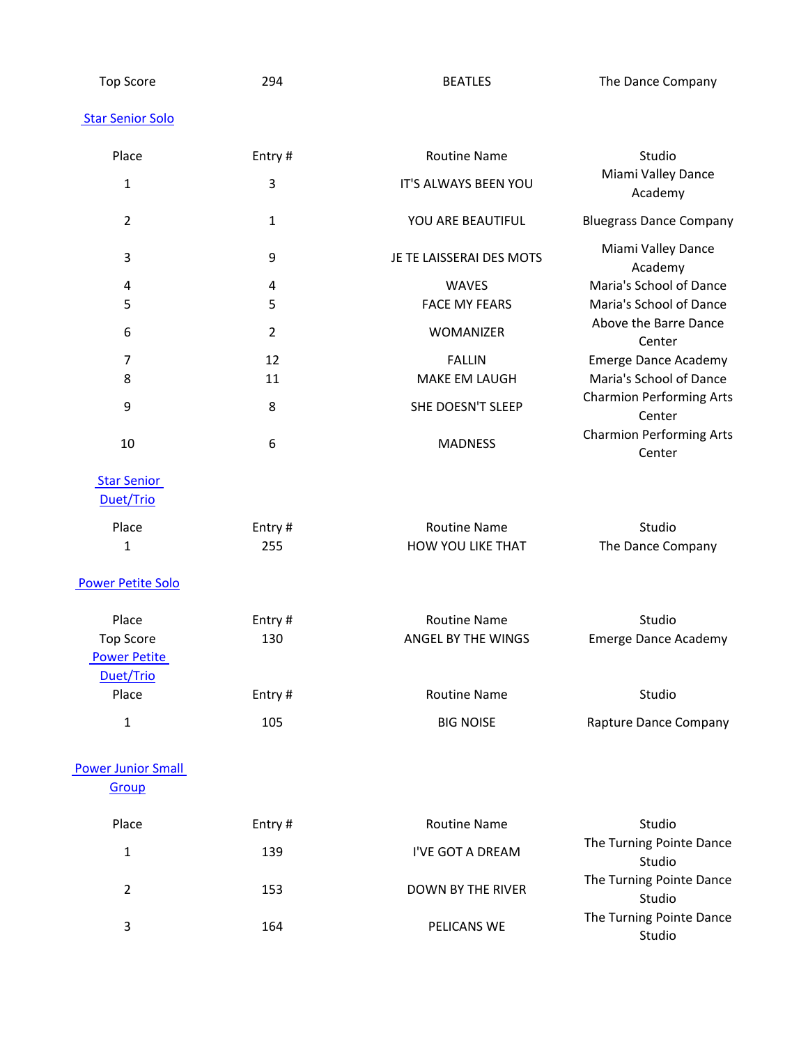| Top Score | 294 | BEATLES | The Dance Company |
| --- | --- | --- | --- |

## Star Senior Solo

| Place | Entry # | Routine Name | Studio |
| --- | --- | --- | --- |
| 1 | 3 | IT'S ALWAYS BEEN YOU | Miami Valley Dance Academy |
| 2 | 1 | YOU ARE BEAUTIFUL | Bluegrass Dance Company |
| 3 | 9 | JE TE LAISSERAI DES MOTS | Miami Valley Dance Academy |
| 4 | 4 | WAVES | Maria's School of Dance |
| 5 | 5 | FACE MY FEARS | Maria's School of Dance |
| 6 | 2 | WOMANIZER | Above the Barre Dance Center |
| 7 | 12 | FALLIN | Emerge Dance Academy |
| 8 | 11 | MAKE EM LAUGH | Maria's School of Dance |
| 9 | 8 | SHE DOESN'T SLEEP | Charmion Performing Arts Center |
| 10 | 6 | MADNESS | Charmion Performing Arts Center |

## Star Senior Duet/Trio

| Place | Entry # | Routine Name | Studio |
| --- | --- | --- | --- |
| 1 | 255 | HOW YOU LIKE THAT | The Dance Company |

## Power Petite Solo

| Place | Entry # | Routine Name | Studio |
| --- | --- | --- | --- |
| Top Score | 130 | ANGEL BY THE WINGS | Emerge Dance Academy |

## Power Petite Duet/Trio

| Place | Entry # | Routine Name | Studio |
| --- | --- | --- | --- |
| 1 | 105 | BIG NOISE | Rapture Dance Company |

## Power Junior Small Group

| Place | Entry # | Routine Name | Studio |
| --- | --- | --- | --- |
| 1 | 139 | I'VE GOT A DREAM | The Turning Pointe Dance Studio |
| 2 | 153 | DOWN BY THE RIVER | The Turning Pointe Dance Studio |
| 3 | 164 | PELICANS WE | The Turning Pointe Dance Studio |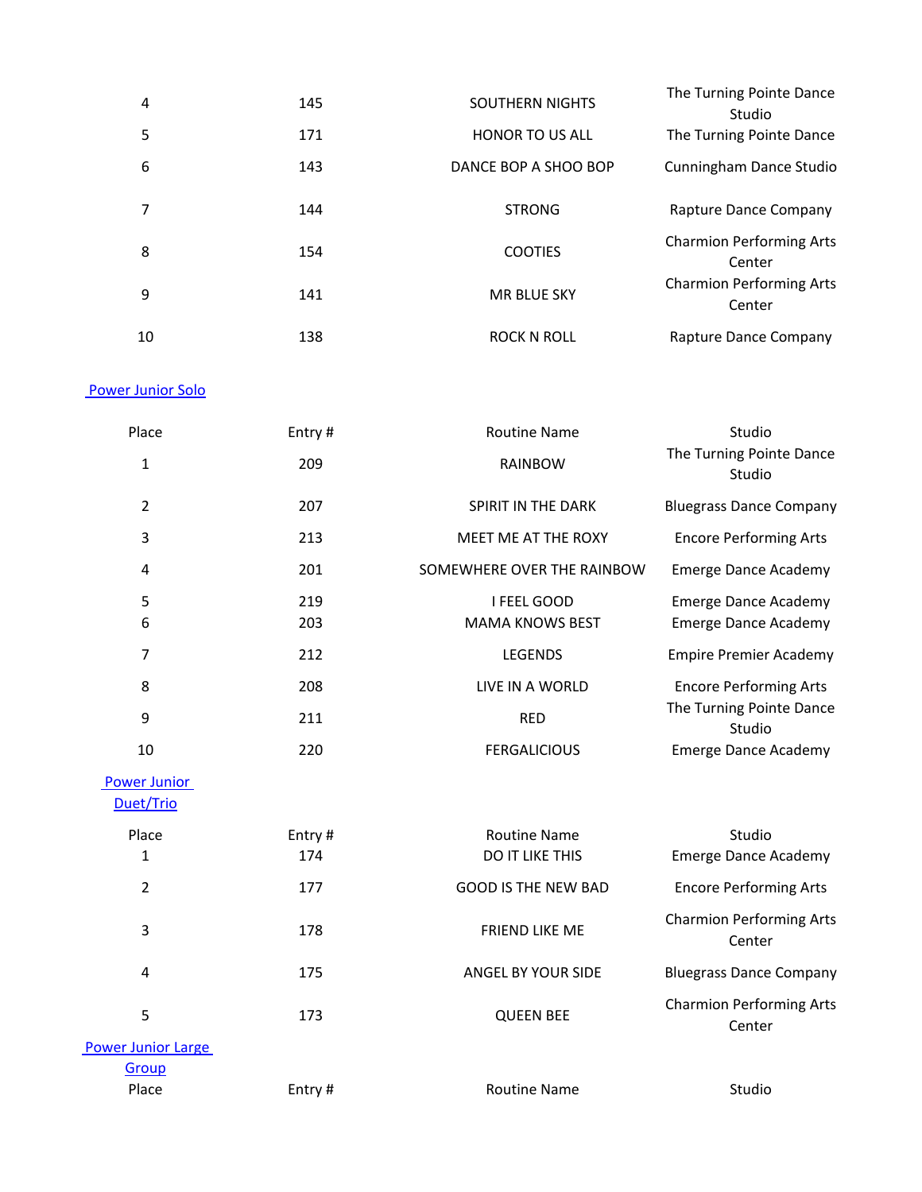| | | | |
|---|---|---|---|
| 4 | 145 | SOUTHERN NIGHTS | The Turning Pointe Dance Studio |
| 5 | 171 | HONOR TO US ALL | The Turning Pointe Dance |
| 6 | 143 | DANCE BOP A SHOO BOP | Cunningham Dance Studio |
| 7 | 144 | STRONG | Rapture Dance Company |
| 8 | 154 | COOTIES | Charmion Performing Arts Center |
| 9 | 141 | MR BLUE SKY | Charmion Performing Arts Center |
| 10 | 138 | ROCK N ROLL | Rapture Dance Company |

## Power Junior Solo

| Place | Entry # | Routine Name | Studio |
|---|---|---|---|
| 1 | 209 | RAINBOW | The Turning Pointe Dance Studio |
| 2 | 207 | SPIRIT IN THE DARK | Bluegrass Dance Company |
| 3 | 213 | MEET ME AT THE ROXY | Encore Performing Arts |
| 4 | 201 | SOMEWHERE OVER THE RAINBOW | Emerge Dance Academy |
| 5 | 219 | I FEEL GOOD | Emerge Dance Academy |
| 6 | 203 | MAMA KNOWS BEST | Emerge Dance Academy |
| 7 | 212 | LEGENDS | Empire Premier Academy |
| 8 | 208 | LIVE IN A WORLD | Encore Performing Arts |
| 9 | 211 | RED | The Turning Pointe Dance Studio |
| 10 | 220 | FERGALICIOUS | Emerge Dance Academy |

## Power Junior Duet/Trio

| Place | Entry # | Routine Name | Studio |
|---|---|---|---|
| 1 | 174 | DO IT LIKE THIS | Emerge Dance Academy |
| 2 | 177 | GOOD IS THE NEW BAD | Encore Performing Arts |
| 3 | 178 | FRIEND LIKE ME | Charmion Performing Arts Center |
| 4 | 175 | ANGEL BY YOUR SIDE | Bluegrass Dance Company |
| 5 | 173 | QUEEN BEE | Charmion Performing Arts Center |

## Power Junior Large Group

| Place | Entry # | Routine Name | Studio |
|---|---|---|---|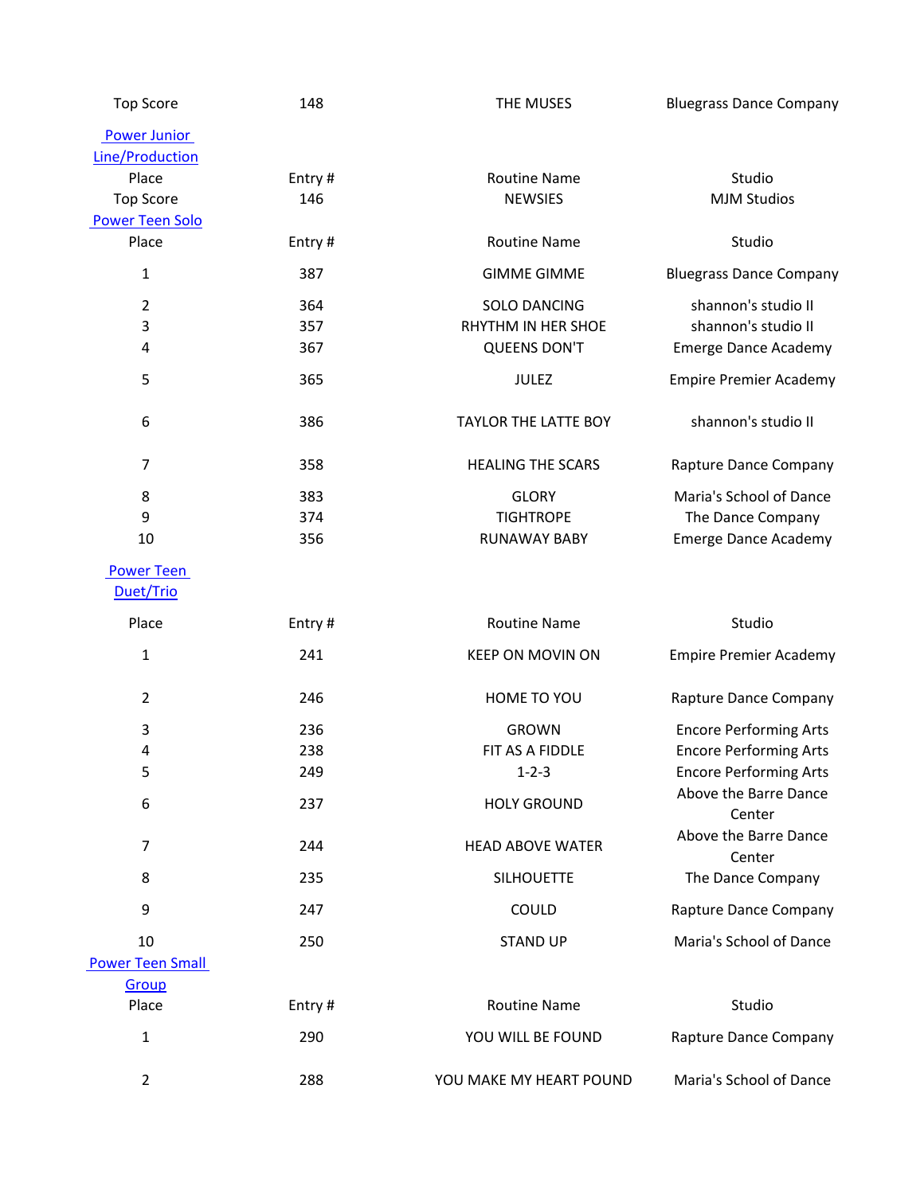| Top Score | 148 | THE MUSES | Bluegrass Dance Company |
|---|---|---|---|

### Power Junior Line/Production

| Place | Entry # | Routine Name | Studio |
|---|---|---|---|
| Top Score | 146 | NEWSIES | MJM Studios |

### Power Teen Solo

| Place | Entry # | Routine Name | Studio |
|---|---|---|---|
| 1 | 387 | GIMME GIMME | Bluegrass Dance Company |
| 2 | 364 | SOLO DANCING | shannon's studio II |
| 3 | 357 | RHYTHM IN HER SHOE | shannon's studio II |
| 4 | 367 | QUEENS DON'T | Emerge Dance Academy |
| 5 | 365 | JULEZ | Empire Premier Academy |
| 6 | 386 | TAYLOR THE LATTE BOY | shannon's studio II |
| 7 | 358 | HEALING THE SCARS | Rapture Dance Company |
| 8 | 383 | GLORY | Maria's School of Dance |
| 9 | 374 | TIGHTROPE | The Dance Company |
| 10 | 356 | RUNAWAY BABY | Emerge Dance Academy |

### Power Teen Duet/Trio

| Place | Entry # | Routine Name | Studio |
|---|---|---|---|
| 1 | 241 | KEEP ON MOVIN ON | Empire Premier Academy |
| 2 | 246 | HOME TO YOU | Rapture Dance Company |
| 3 | 236 | GROWN | Encore Performing Arts |
| 4 | 238 | FIT AS A FIDDLE | Encore Performing Arts |
| 5 | 249 | 1-2-3 | Encore Performing Arts |
| 6 | 237 | HOLY GROUND | Above the Barre Dance Center |
| 7 | 244 | HEAD ABOVE WATER | Above the Barre Dance Center |
| 8 | 235 | SILHOUETTE | The Dance Company |
| 9 | 247 | COULD | Rapture Dance Company |
| 10 | 250 | STAND UP | Maria's School of Dance |

### Power Teen Small Group

| Place | Entry # | Routine Name | Studio |
|---|---|---|---|
| 1 | 290 | YOU WILL BE FOUND | Rapture Dance Company |
| 2 | 288 | YOU MAKE MY HEART POUND | Maria's School of Dance |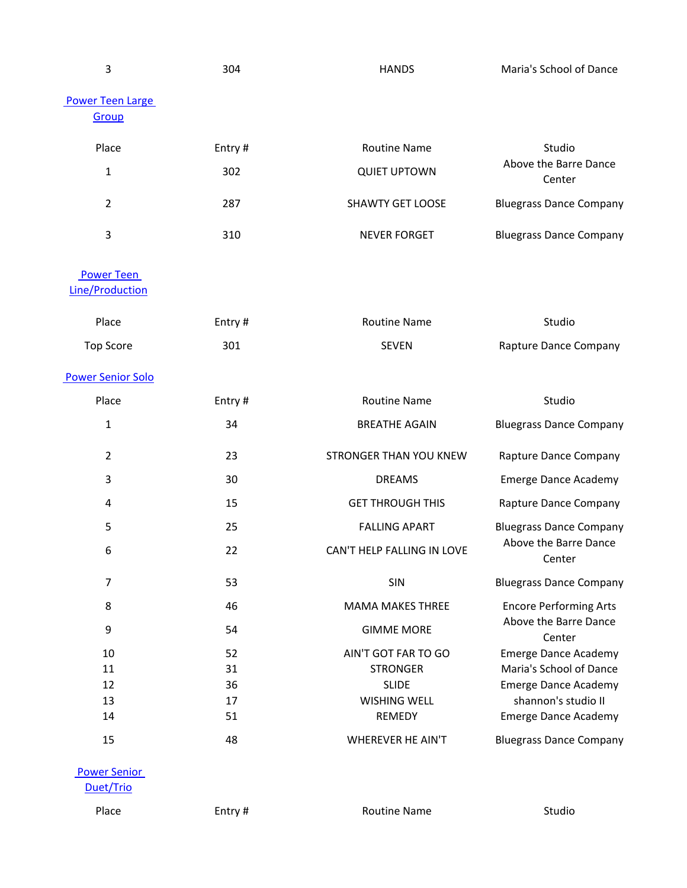| 3 | 304 | HANDS | Maria's School of Dance |
|---|---|---|---|

## Power Teen Large Group

| Place | Entry # | Routine Name | Studio |
|---|---|---|---|
| 1 | 302 | QUIET UPTOWN | Above the Barre Dance Center |
| 2 | 287 | SHAWTY GET LOOSE | Bluegrass Dance Company |
| 3 | 310 | NEVER FORGET | Bluegrass Dance Company |

## Power Teen Line/Production

| Place | Entry # | Routine Name | Studio |
|---|---|---|---|
| Top Score | 301 | SEVEN | Rapture Dance Company |

## Power Senior Solo

| Place | Entry # | Routine Name | Studio |
|---|---|---|---|
| 1 | 34 | BREATHE AGAIN | Bluegrass Dance Company |
| 2 | 23 | STRONGER THAN YOU KNEW | Rapture Dance Company |
| 3 | 30 | DREAMS | Emerge Dance Academy |
| 4 | 15 | GET THROUGH THIS | Rapture Dance Company |
| 5 | 25 | FALLING APART | Bluegrass Dance Company |
| 6 | 22 | CAN'T HELP FALLING IN LOVE | Above the Barre Dance Center |
| 7 | 53 | SIN | Bluegrass Dance Company |
| 8 | 46 | MAMA MAKES THREE | Encore Performing Arts |
| 9 | 54 | GIMME MORE | Above the Barre Dance Center |
| 10 | 52 | AIN'T GOT FAR TO GO | Emerge Dance Academy |
| 11 | 31 | STRONGER | Maria's School of Dance |
| 12 | 36 | SLIDE | Emerge Dance Academy |
| 13 | 17 | WISHING WELL | shannon's studio II |
| 14 | 51 | REMEDY | Emerge Dance Academy |
| 15 | 48 | WHEREVER HE AIN'T | Bluegrass Dance Company |

## Power Senior Duet/Trio

| Place | Entry # | Routine Name | Studio |
|---|---|---|---|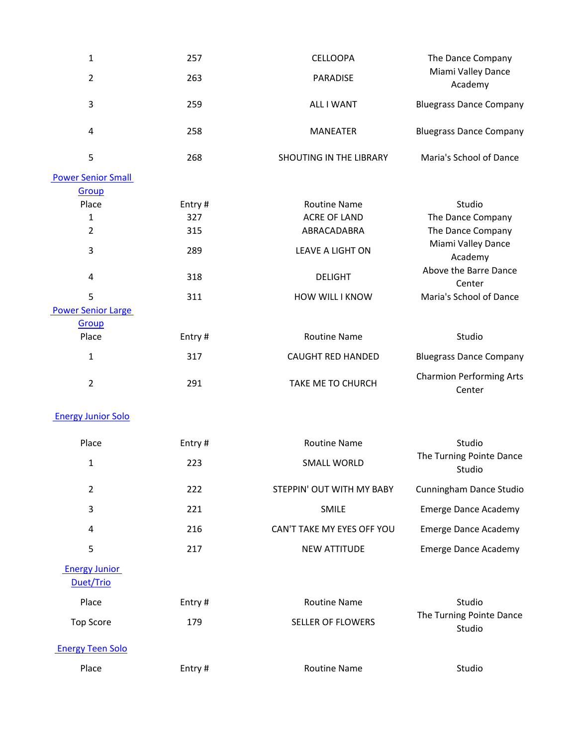| Place | Entry # | Routine Name | Studio |
|---|---|---|---|
| 1 | 257 | CELLOOPA | The Dance Company |
| 2 | 263 | PARADISE | Miami Valley Dance Academy |
| 3 | 259 | ALL I WANT | Bluegrass Dance Company |
| 4 | 258 | MANEATER | Bluegrass Dance Company |
| 5 | 268 | SHOUTING IN THE LIBRARY | Maria's School of Dance |

### Power Senior Small Group

| Place | Entry # | Routine Name | Studio |
|---|---|---|---|
| 1 | 327 | ACRE OF LAND | The Dance Company |
| 2 | 315 | ABRACADABRA | The Dance Company |
| 3 | 289 | LEAVE A LIGHT ON | Miami Valley Dance Academy |
| 4 | 318 | DELIGHT | Above the Barre Dance Center |
| 5 | 311 | HOW WILL I KNOW | Maria's School of Dance |

### Power Senior Large Group

| Place | Entry # | Routine Name | Studio |
|---|---|---|---|
| 1 | 317 | CAUGHT RED HANDED | Bluegrass Dance Company |
| 2 | 291 | TAKE ME TO CHURCH | Charmion Performing Arts Center |

### Energy Junior Solo

| Place | Entry # | Routine Name | Studio |
|---|---|---|---|
| 1 | 223 | SMALL WORLD | The Turning Pointe Dance Studio |
| 2 | 222 | STEPPIN' OUT WITH MY BABY | Cunningham Dance Studio |
| 3 | 221 | SMILE | Emerge Dance Academy |
| 4 | 216 | CAN'T TAKE MY EYES OFF YOU | Emerge Dance Academy |
| 5 | 217 | NEW ATTITUDE | Emerge Dance Academy |

### Energy Junior Duet/Trio

| Place | Entry # | Routine Name | Studio |
|---|---|---|---|
| Top Score | 179 | SELLER OF FLOWERS | The Turning Pointe Dance Studio |

### Energy Teen Solo

| Place | Entry # | Routine Name | Studio |
|---|---|---|---|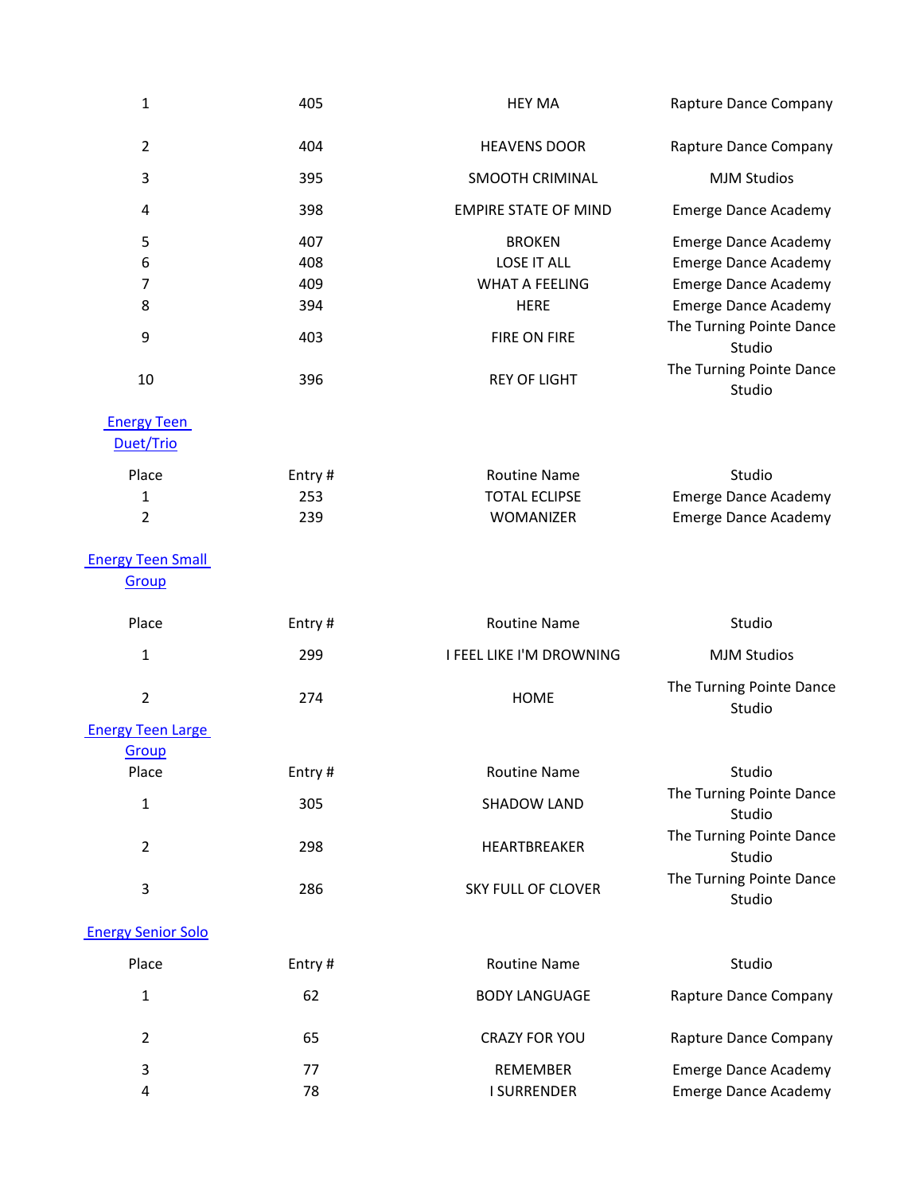| Place | Entry # | Routine Name | Studio |
|---|---|---|---|
| 1 | 405 | HEY MA | Rapture Dance Company |
| 2 | 404 | HEAVENS DOOR | Rapture Dance Company |
| 3 | 395 | SMOOTH CRIMINAL | MJM Studios |
| 4 | 398 | EMPIRE STATE OF MIND | Emerge Dance Academy |
| 5 | 407 | BROKEN | Emerge Dance Academy |
| 6 | 408 | LOSE IT ALL | Emerge Dance Academy |
| 7 | 409 | WHAT A FEELING | Emerge Dance Academy |
| 8 | 394 | HERE | Emerge Dance Academy |
| 9 | 403 | FIRE ON FIRE | The Turning Pointe Dance Studio |
| 10 | 396 | REY OF LIGHT | The Turning Pointe Dance Studio |

### Energy Teen Duet/Trio

| Place | Entry # | Routine Name | Studio |
|---|---|---|---|
| 1 | 253 | TOTAL ECLIPSE | Emerge Dance Academy |
| 2 | 239 | WOMANIZER | Emerge Dance Academy |

### Energy Teen Small Group

| Place | Entry # | Routine Name | Studio |
|---|---|---|---|
| 1 | 299 | I FEEL LIKE I'M DROWNING | MJM Studios |
| 2 | 274 | HOME | The Turning Pointe Dance Studio |

### Energy Teen Large Group

| Place | Entry # | Routine Name | Studio |
|---|---|---|---|
| 1 | 305 | SHADOW LAND | The Turning Pointe Dance Studio |
| 2 | 298 | HEARTBREAKER | The Turning Pointe Dance Studio |
| 3 | 286 | SKY FULL OF CLOVER | The Turning Pointe Dance Studio |

### Energy Senior Solo

| Place | Entry # | Routine Name | Studio |
|---|---|---|---|
| 1 | 62 | BODY LANGUAGE | Rapture Dance Company |
| 2 | 65 | CRAZY FOR YOU | Rapture Dance Company |
| 3 | 77 | REMEMBER | Emerge Dance Academy |
| 4 | 78 | I SURRENDER | Emerge Dance Academy |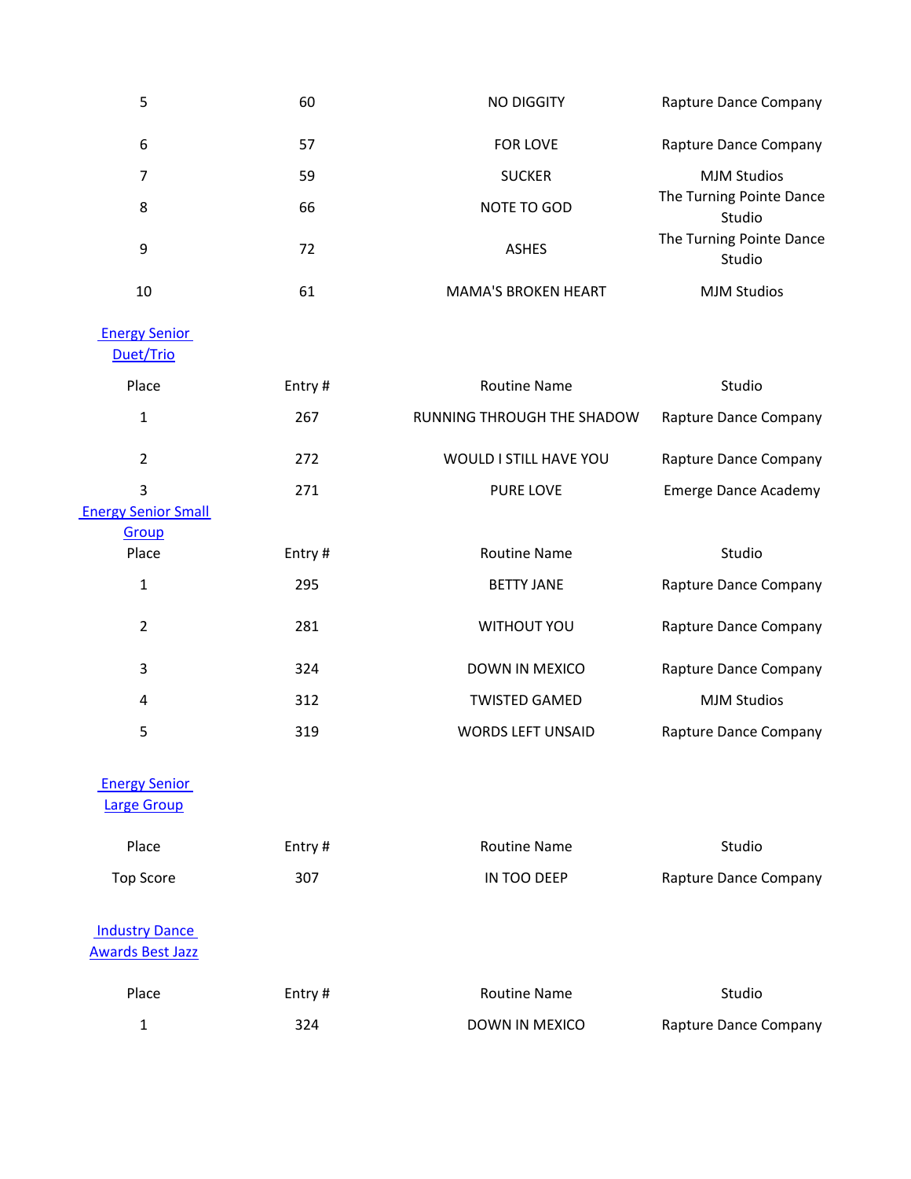| | | | |
|---|---|---|---|
| 5 | 60 | NO DIGGITY | Rapture Dance Company |
| 6 | 57 | FOR LOVE | Rapture Dance Company |
| 7 | 59 | SUCKER | MJM Studios |
| 8 | 66 | NOTE TO GOD | The Turning Pointe Dance Studio |
| 9 | 72 | ASHES | The Turning Pointe Dance Studio |
| 10 | 61 | MAMA'S BROKEN HEART | MJM Studios |

## Energy Senior Duet/Trio

| Place | Entry # | Routine Name | Studio |
|---|---|---|---|
| 1 | 267 | RUNNING THROUGH THE SHADOW | Rapture Dance Company |
| 2 | 272 | WOULD I STILL HAVE YOU | Rapture Dance Company |
| 3 | 271 | PURE LOVE | Emerge Dance Academy |

## Energy Senior Small Group

| Place | Entry # | Routine Name | Studio |
|---|---|---|---|
| 1 | 295 | BETTY JANE | Rapture Dance Company |
| 2 | 281 | WITHOUT YOU | Rapture Dance Company |
| 3 | 324 | DOWN IN MEXICO | Rapture Dance Company |
| 4 | 312 | TWISTED GAMED | MJM Studios |
| 5 | 319 | WORDS LEFT UNSAID | Rapture Dance Company |

## Energy Senior Large Group

| Place | Entry # | Routine Name | Studio |
|---|---|---|---|
| Top Score | 307 | IN TOO DEEP | Rapture Dance Company |

## Industry Dance Awards Best Jazz

| Place | Entry # | Routine Name | Studio |
|---|---|---|---|
| 1 | 324 | DOWN IN MEXICO | Rapture Dance Company |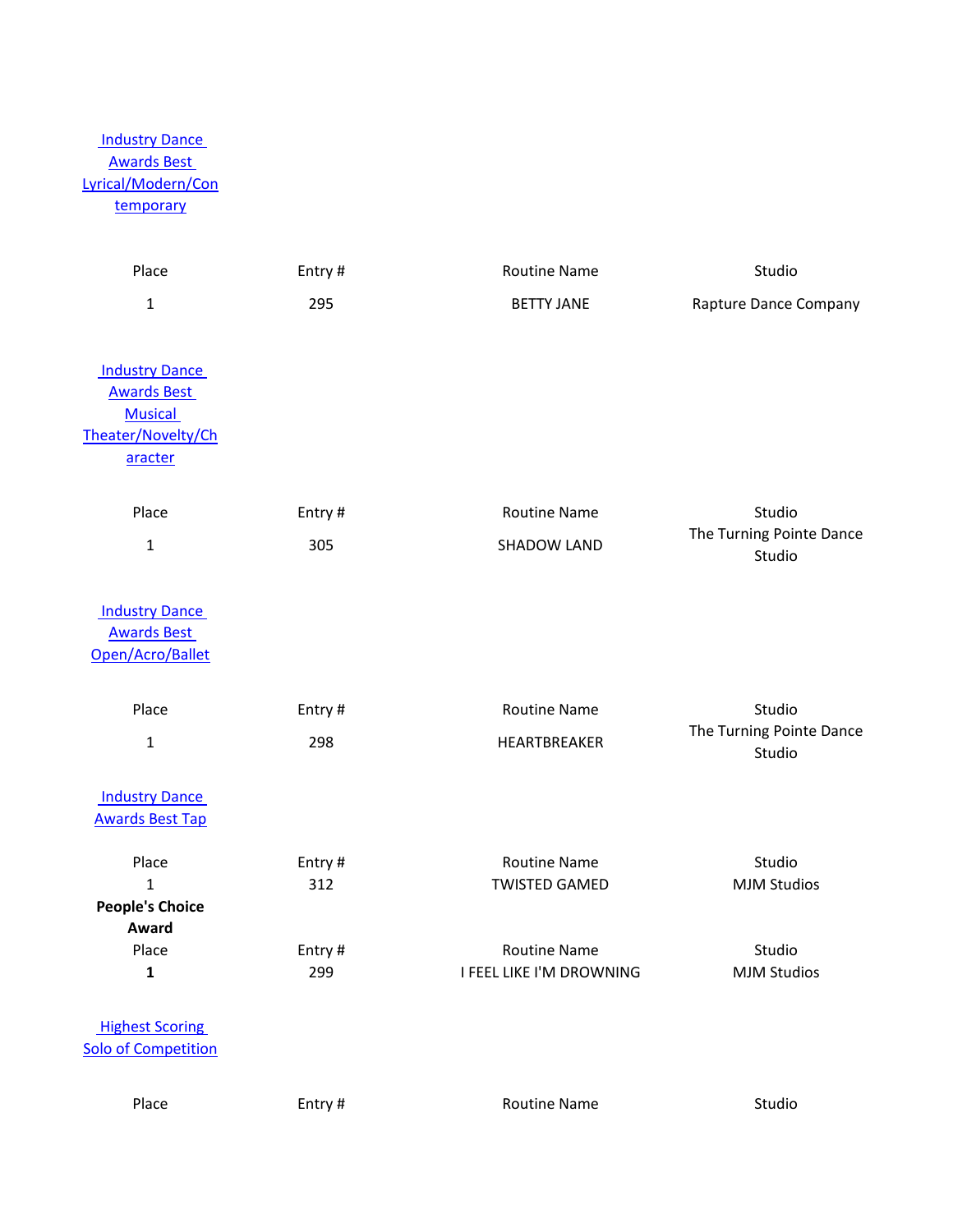[Industry Dance Awards Best Lyrical/Modern/Contemporary]

| Place | Entry # | Routine Name | Studio |
|---|---|---|---|
| 1 | 295 | BETTY JANE | Rapture Dance Company |

[Industry Dance Awards Best Musical Theater/Novelty/Character]

| Place | Entry # | Routine Name | Studio |
|---|---|---|---|
| 1 | 305 | SHADOW LAND | The Turning Pointe Dance Studio |

[Industry Dance Awards Best Open/Acro/Ballet]

| Place | Entry # | Routine Name | Studio |
|---|---|---|---|
| 1 | 298 | HEARTBREAKER | The Turning Pointe Dance Studio |

[Industry Dance Awards Best Tap]

| Place | Entry # | Routine Name | Studio |
|---|---|---|---|
| 1 | 312 | TWISTED GAMED | MJM Studios |

**People's Choice Award**

| Place | Entry # | Routine Name | Studio |
|---|---|---|---|
| **1** | 299 | I FEEL LIKE I'M DROWNING | MJM Studios |

[Highest Scoring Solo of Competition]

| Place | Entry # | Routine Name | Studio |
|---|---|---|---|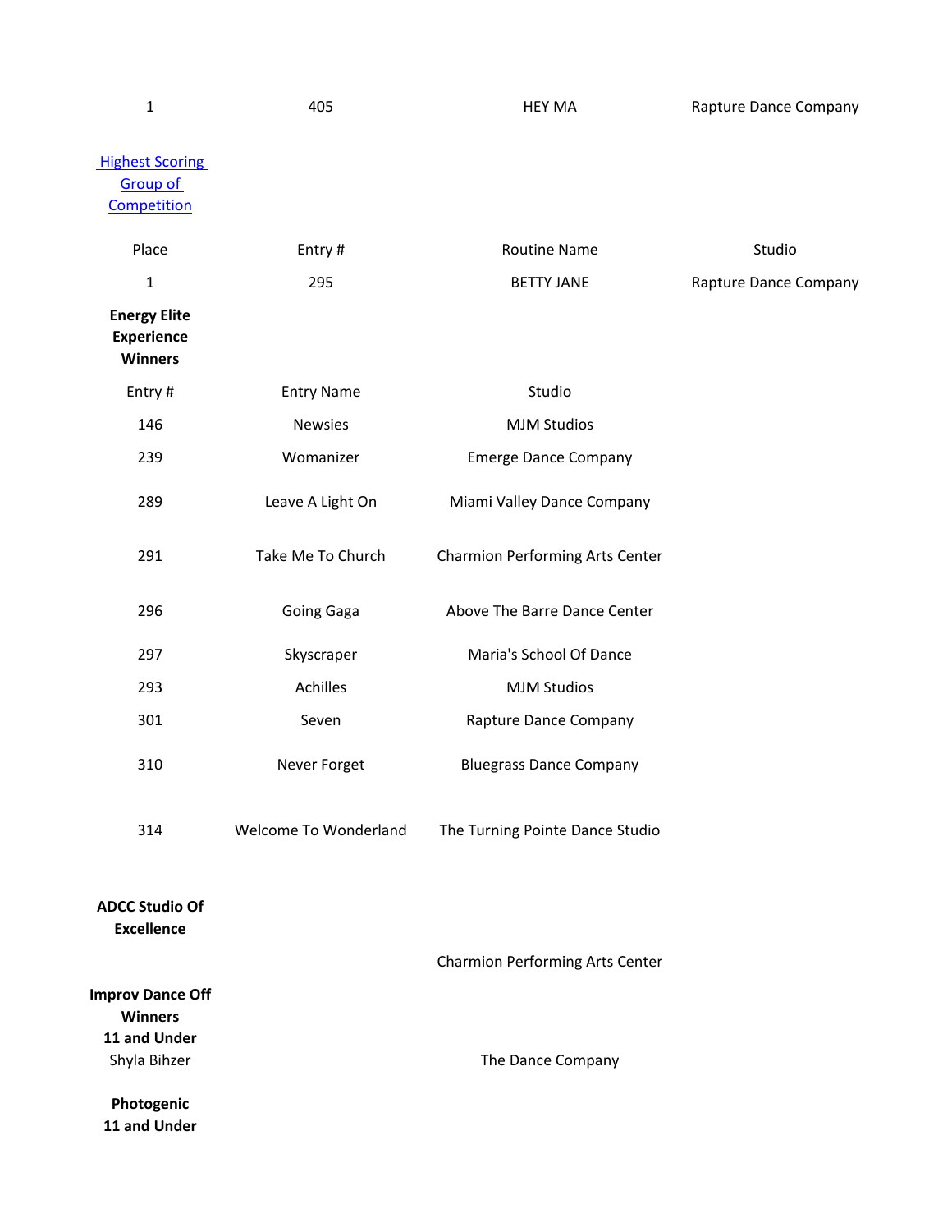| 1 | 405 | HEY MA | Rapture Dance Company |
|---|---|---|---|

[Highest Scoring Group of Competition]

| Place | Entry # | Routine Name | Studio |
|---|---|---|---|
| 1 | 295 | BETTY JANE | Rapture Dance Company |

**Energy Elite Experience Winners**

| Entry # | Entry Name | Studio |
|---|---|---|
| 146 | Newsies | MJM Studios |
| 239 | Womanizer | Emerge Dance Company |
| 289 | Leave A Light On | Miami Valley Dance Company |
| 291 | Take Me To Church | Charmion Performing Arts Center |
| 296 | Going Gaga | Above The Barre Dance Center |
| 297 | Skyscraper | Maria's School Of Dance |
| 293 | Achilles | MJM Studios |
| 301 | Seven | Rapture Dance Company |
| 310 | Never Forget | Bluegrass Dance Company |
| 314 | Welcome To Wonderland | The Turning Pointe Dance Studio |

**ADCC Studio Of Excellence**

Charmion Performing Arts Center

**Improv Dance Off Winners**
**11 and Under**

| Shyla Bihzer | The Dance Company |
|---|---|

**Photogenic**
**11 and Under**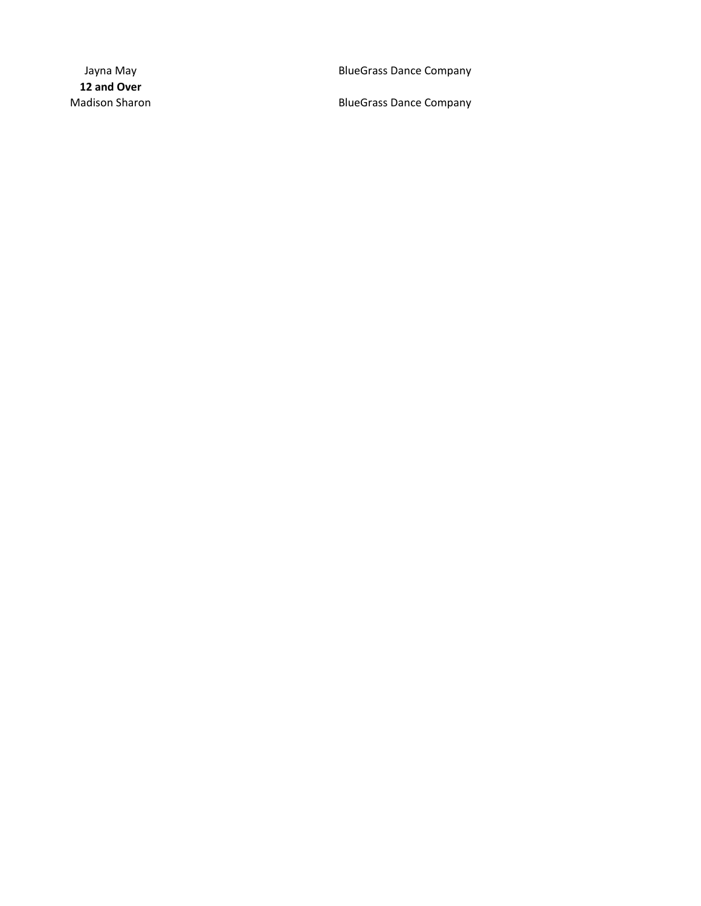| | |
|---|---|
| Jayna May | BlueGrass Dance Company |
| **12 and Over** | |
| Madison Sharon | BlueGrass Dance Company |